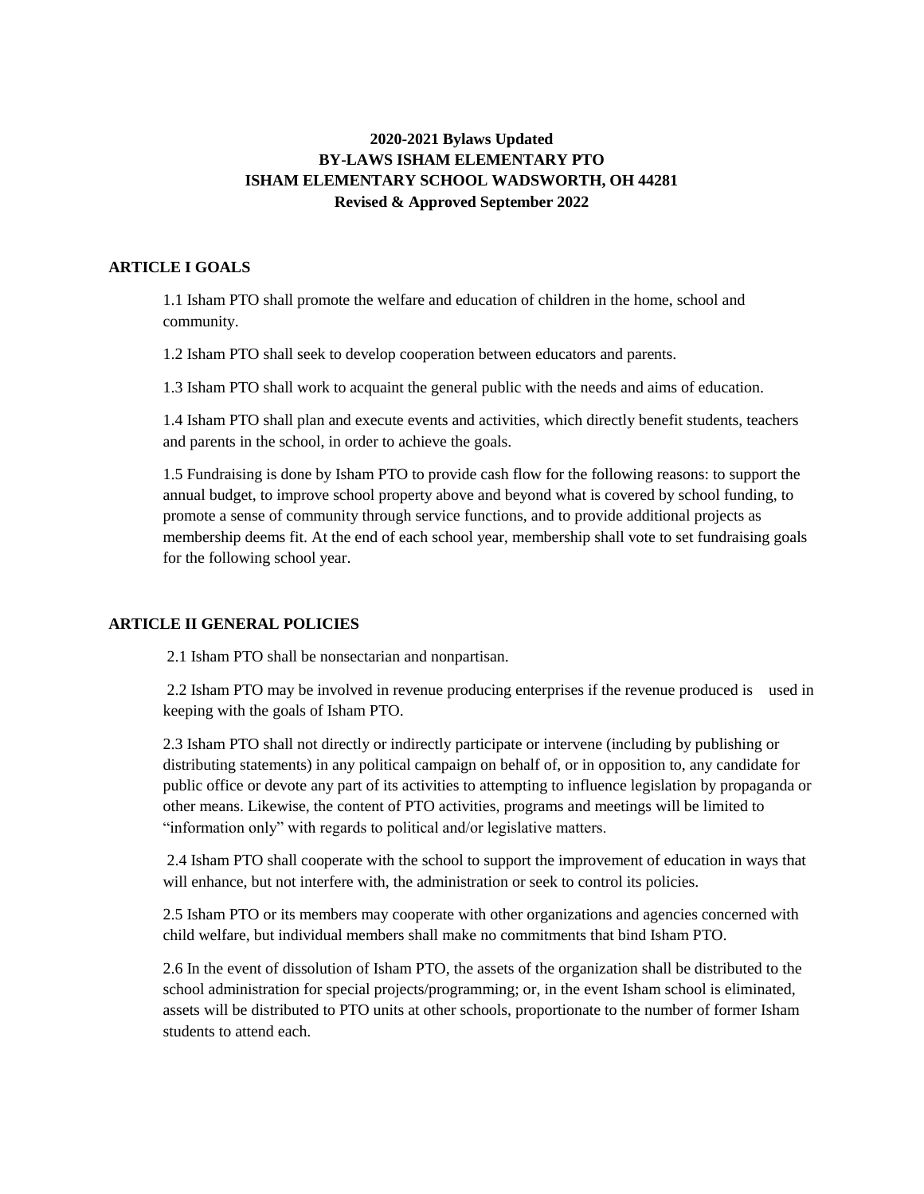**2020-2021 Bylaws Updated**
**BY-LAWS ISHAM ELEMENTARY PTO**
**ISHAM ELEMENTARY SCHOOL WADSWORTH, OH 44281**
**Revised & Approved September 2022**

## ARTICLE I GOALS

1.1 Isham PTO shall promote the welfare and education of children in the home, school and community.

1.2 Isham PTO shall seek to develop cooperation between educators and parents.

1.3 Isham PTO shall work to acquaint the general public with the needs and aims of education.

1.4 Isham PTO shall plan and execute events and activities, which directly benefit students, teachers and parents in the school, in order to achieve the goals.

1.5 Fundraising is done by Isham PTO to provide cash flow for the following reasons: to support the annual budget, to improve school property above and beyond what is covered by school funding, to promote a sense of community through service functions, and to provide additional projects as membership deems fit. At the end of each school year, membership shall vote to set fundraising goals for the following school year.

## ARTICLE II GENERAL POLICIES

2.1 Isham PTO shall be nonsectarian and nonpartisan.

2.2 Isham PTO may be involved in revenue producing enterprises if the revenue produced is used in keeping with the goals of Isham PTO.

2.3 Isham PTO shall not directly or indirectly participate or intervene (including by publishing or distributing statements) in any political campaign on behalf of, or in opposition to, any candidate for public office or devote any part of its activities to attempting to influence legislation by propaganda or other means. Likewise, the content of PTO activities, programs and meetings will be limited to "information only" with regards to political and/or legislative matters.

2.4 Isham PTO shall cooperate with the school to support the improvement of education in ways that will enhance, but not interfere with, the administration or seek to control its policies.

2.5 Isham PTO or its members may cooperate with other organizations and agencies concerned with child welfare, but individual members shall make no commitments that bind Isham PTO.

2.6 In the event of dissolution of Isham PTO, the assets of the organization shall be distributed to the school administration for special projects/programming; or, in the event Isham school is eliminated, assets will be distributed to PTO units at other schools, proportionate to the number of former Isham students to attend each.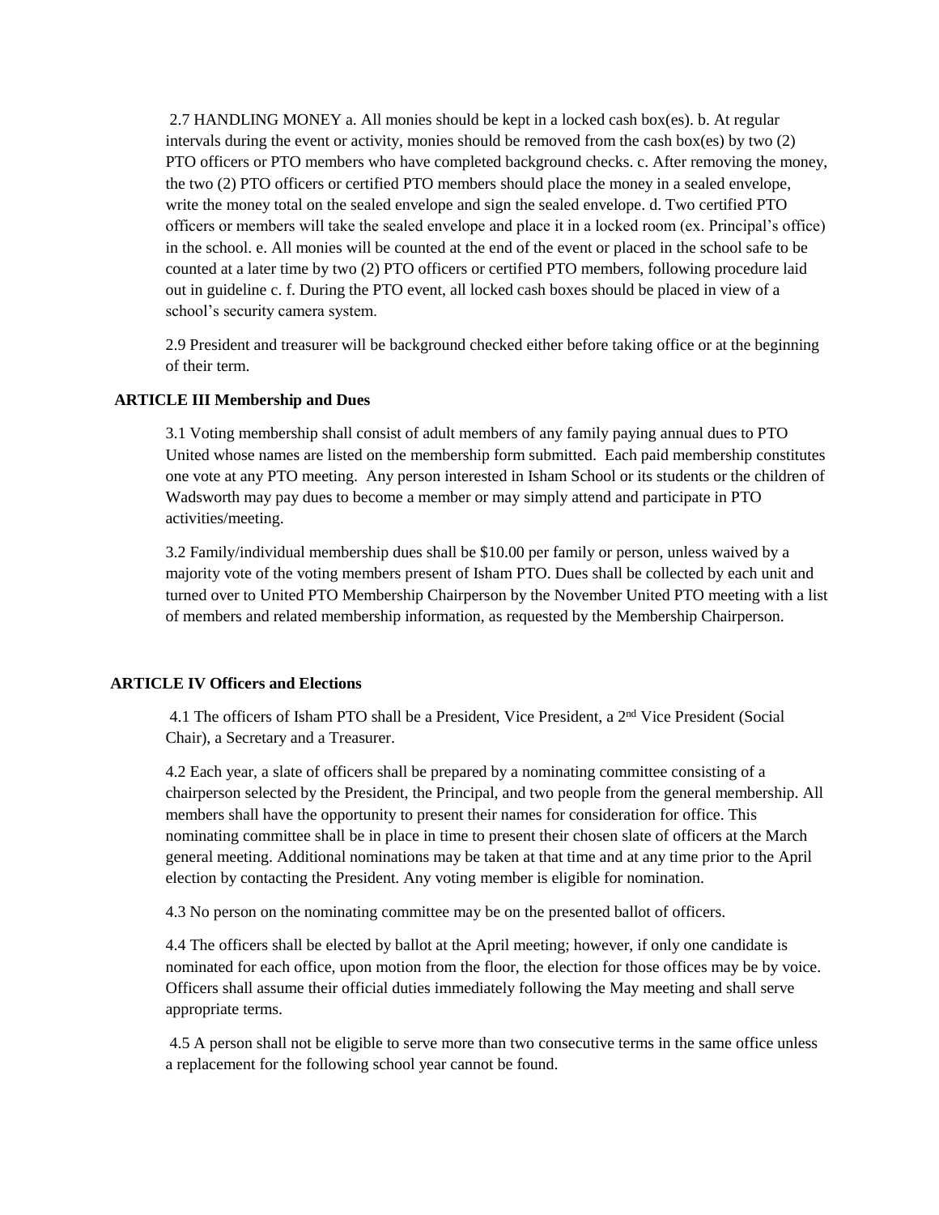2.7 HANDLING MONEY a. All monies should be kept in a locked cash box(es). b. At regular intervals during the event or activity, monies should be removed from the cash box(es) by two (2) PTO officers or PTO members who have completed background checks. c. After removing the money, the two (2) PTO officers or certified PTO members should place the money in a sealed envelope, write the money total on the sealed envelope and sign the sealed envelope. d. Two certified PTO officers or members will take the sealed envelope and place it in a locked room (ex. Principal's office) in the school. e. All monies will be counted at the end of the event or placed in the school safe to be counted at a later time by two (2) PTO officers or certified PTO members, following procedure laid out in guideline c. f. During the PTO event, all locked cash boxes should be placed in view of a school's security camera system.

2.9 President and treasurer will be background checked either before taking office or at the beginning of their term.

## ARTICLE III Membership and Dues

3.1 Voting membership shall consist of adult members of any family paying annual dues to PTO United whose names are listed on the membership form submitted. Each paid membership constitutes one vote at any PTO meeting. Any person interested in Isham School or its students or the children of Wadsworth may pay dues to become a member or may simply attend and participate in PTO activities/meeting.

3.2 Family/individual membership dues shall be $10.00 per family or person, unless waived by a majority vote of the voting members present of Isham PTO. Dues shall be collected by each unit and turned over to United PTO Membership Chairperson by the November United PTO meeting with a list of members and related membership information, as requested by the Membership Chairperson.

## ARTICLE IV Officers and Elections

4.1 The officers of Isham PTO shall be a President, Vice President, a 2nd Vice President (Social Chair), a Secretary and a Treasurer.

4.2 Each year, a slate of officers shall be prepared by a nominating committee consisting of a chairperson selected by the President, the Principal, and two people from the general membership. All members shall have the opportunity to present their names for consideration for office. This nominating committee shall be in place in time to present their chosen slate of officers at the March general meeting. Additional nominations may be taken at that time and at any time prior to the April election by contacting the President. Any voting member is eligible for nomination.

4.3 No person on the nominating committee may be on the presented ballot of officers.

4.4 The officers shall be elected by ballot at the April meeting; however, if only one candidate is nominated for each office, upon motion from the floor, the election for those offices may be by voice. Officers shall assume their official duties immediately following the May meeting and shall serve appropriate terms.

4.5 A person shall not be eligible to serve more than two consecutive terms in the same office unless a replacement for the following school year cannot be found.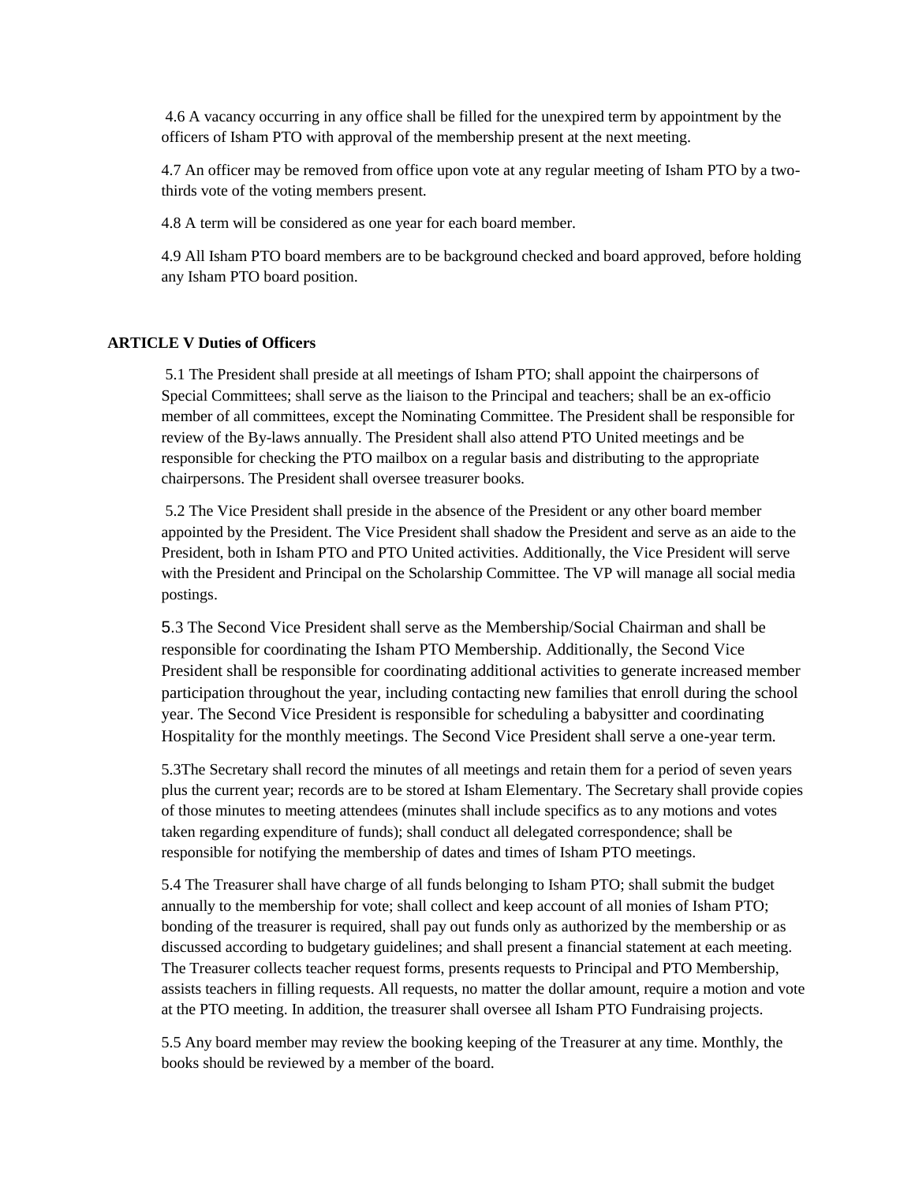4.6 A vacancy occurring in any office shall be filled for the unexpired term by appointment by the officers of Isham PTO with approval of the membership present at the next meeting.

4.7 An officer may be removed from office upon vote at any regular meeting of Isham PTO by a two-thirds vote of the voting members present.

4.8 A term will be considered as one year for each board member.

4.9 All Isham PTO board members are to be background checked and board approved, before holding any Isham PTO board position.

**ARTICLE V Duties of Officers**

5.1 The President shall preside at all meetings of Isham PTO; shall appoint the chairpersons of Special Committees; shall serve as the liaison to the Principal and teachers; shall be an ex-officio member of all committees, except the Nominating Committee. The President shall be responsible for review of the By-laws annually. The President shall also attend PTO United meetings and be responsible for checking the PTO mailbox on a regular basis and distributing to the appropriate chairpersons. The President shall oversee treasurer books.

5.2 The Vice President shall preside in the absence of the President or any other board member appointed by the President. The Vice President shall shadow the President and serve as an aide to the President, both in Isham PTO and PTO United activities. Additionally, the Vice President will serve with the President and Principal on the Scholarship Committee. The VP will manage all social media postings.

5.3 The Second Vice President shall serve as the Membership/Social Chairman and shall be responsible for coordinating the Isham PTO Membership. Additionally, the Second Vice President shall be responsible for coordinating additional activities to generate increased member participation throughout the year, including contacting new families that enroll during the school year. The Second Vice President is responsible for scheduling a babysitter and coordinating Hospitality for the monthly meetings. The Second Vice President shall serve a one-year term.

5.3The Secretary shall record the minutes of all meetings and retain them for a period of seven years plus the current year; records are to be stored at Isham Elementary. The Secretary shall provide copies of those minutes to meeting attendees (minutes shall include specifics as to any motions and votes taken regarding expenditure of funds); shall conduct all delegated correspondence; shall be responsible for notifying the membership of dates and times of Isham PTO meetings.

5.4 The Treasurer shall have charge of all funds belonging to Isham PTO; shall submit the budget annually to the membership for vote; shall collect and keep account of all monies of Isham PTO; bonding of the treasurer is required, shall pay out funds only as authorized by the membership or as discussed according to budgetary guidelines; and shall present a financial statement at each meeting. The Treasurer collects teacher request forms, presents requests to Principal and PTO Membership, assists teachers in filling requests. All requests, no matter the dollar amount, require a motion and vote at the PTO meeting. In addition, the treasurer shall oversee all Isham PTO Fundraising projects.

5.5 Any board member may review the booking keeping of the Treasurer at any time. Monthly, the books should be reviewed by a member of the board.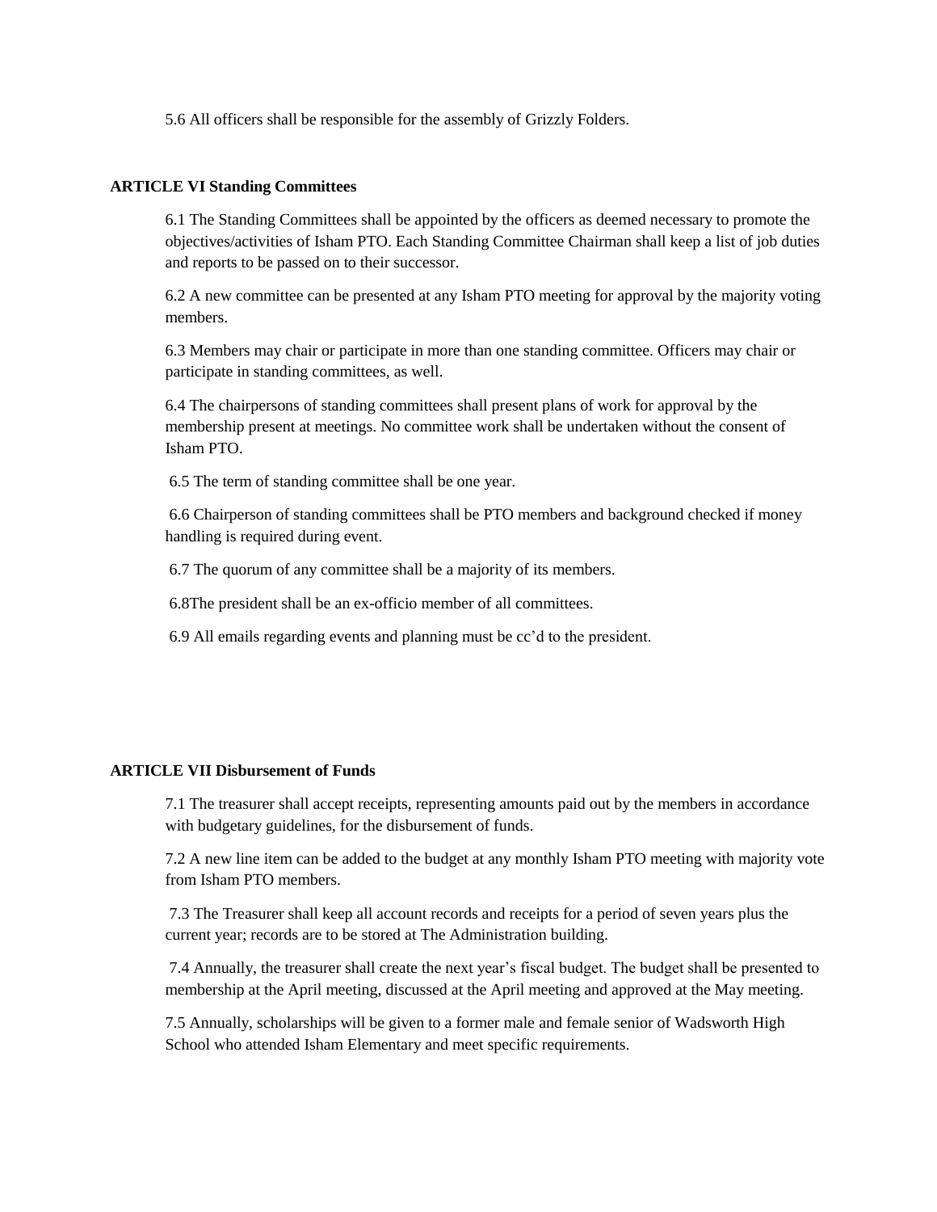5.6 All officers shall be responsible for the assembly of Grizzly Folders.

**ARTICLE VI Standing Committees**

6.1 The Standing Committees shall be appointed by the officers as deemed necessary to promote the objectives/activities of Isham PTO. Each Standing Committee Chairman shall keep a list of job duties and reports to be passed on to their successor.

6.2 A new committee can be presented at any Isham PTO meeting for approval by the majority voting members.

6.3 Members may chair or participate in more than one standing committee. Officers may chair or participate in standing committees, as well.

6.4 The chairpersons of standing committees shall present plans of work for approval by the membership present at meetings. No committee work shall be undertaken without the consent of Isham PTO.

6.5 The term of standing committee shall be one year.

6.6 Chairperson of standing committees shall be PTO members and background checked if money handling is required during event.

6.7 The quorum of any committee shall be a majority of its members.

6.8The president shall be an ex-officio member of all committees.

6.9 All emails regarding events and planning must be cc'd to the president.

**ARTICLE VII Disbursement of Funds**

7.1 The treasurer shall accept receipts, representing amounts paid out by the members in accordance with budgetary guidelines, for the disbursement of funds.

7.2 A new line item can be added to the budget at any monthly Isham PTO meeting with majority vote from Isham PTO members.

7.3 The Treasurer shall keep all account records and receipts for a period of seven years plus the current year; records are to be stored at The Administration building.

7.4 Annually, the treasurer shall create the next year's fiscal budget. The budget shall be presented to membership at the April meeting, discussed at the April meeting and approved at the May meeting.

7.5 Annually, scholarships will be given to a former male and female senior of Wadsworth High School who attended Isham Elementary and meet specific requirements.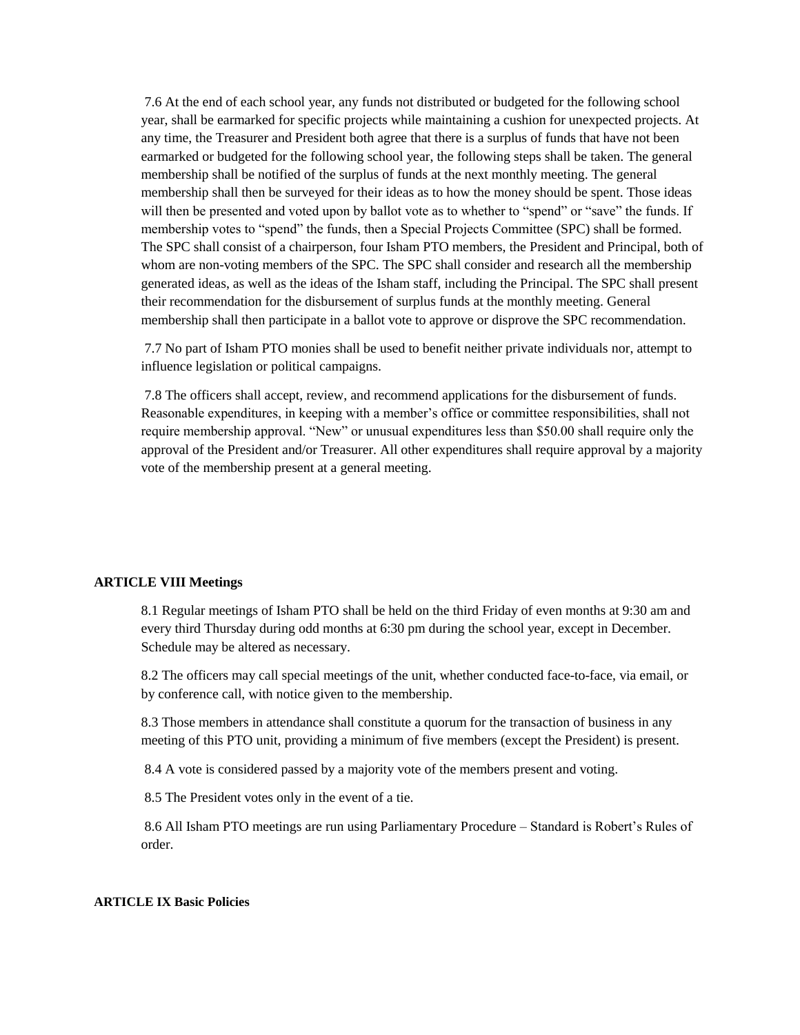7.6 At the end of each school year, any funds not distributed or budgeted for the following school year, shall be earmarked for specific projects while maintaining a cushion for unexpected projects. At any time, the Treasurer and President both agree that there is a surplus of funds that have not been earmarked or budgeted for the following school year, the following steps shall be taken. The general membership shall be notified of the surplus of funds at the next monthly meeting. The general membership shall then be surveyed for their ideas as to how the money should be spent. Those ideas will then be presented and voted upon by ballot vote as to whether to "spend" or "save" the funds. If membership votes to "spend" the funds, then a Special Projects Committee (SPC) shall be formed. The SPC shall consist of a chairperson, four Isham PTO members, the President and Principal, both of whom are non-voting members of the SPC. The SPC shall consider and research all the membership generated ideas, as well as the ideas of the Isham staff, including the Principal. The SPC shall present their recommendation for the disbursement of surplus funds at the monthly meeting. General membership shall then participate in a ballot vote to approve or disprove the SPC recommendation.

7.7 No part of Isham PTO monies shall be used to benefit neither private individuals nor, attempt to influence legislation or political campaigns.

7.8 The officers shall accept, review, and recommend applications for the disbursement of funds. Reasonable expenditures, in keeping with a member's office or committee responsibilities, shall not require membership approval. "New" or unusual expenditures less than $50.00 shall require only the approval of the President and/or Treasurer. All other expenditures shall require approval by a majority vote of the membership present at a general meeting.

**ARTICLE VIII Meetings**

8.1 Regular meetings of Isham PTO shall be held on the third Friday of even months at 9:30 am and every third Thursday during odd months at 6:30 pm during the school year, except in December. Schedule may be altered as necessary.

8.2 The officers may call special meetings of the unit, whether conducted face-to-face, via email, or by conference call, with notice given to the membership.

8.3 Those members in attendance shall constitute a quorum for the transaction of business in any meeting of this PTO unit, providing a minimum of five members (except the President) is present.

8.4 A vote is considered passed by a majority vote of the members present and voting.

8.5 The President votes only in the event of a tie.

8.6 All Isham PTO meetings are run using Parliamentary Procedure – Standard is Robert's Rules of order.

**ARTICLE IX Basic Policies**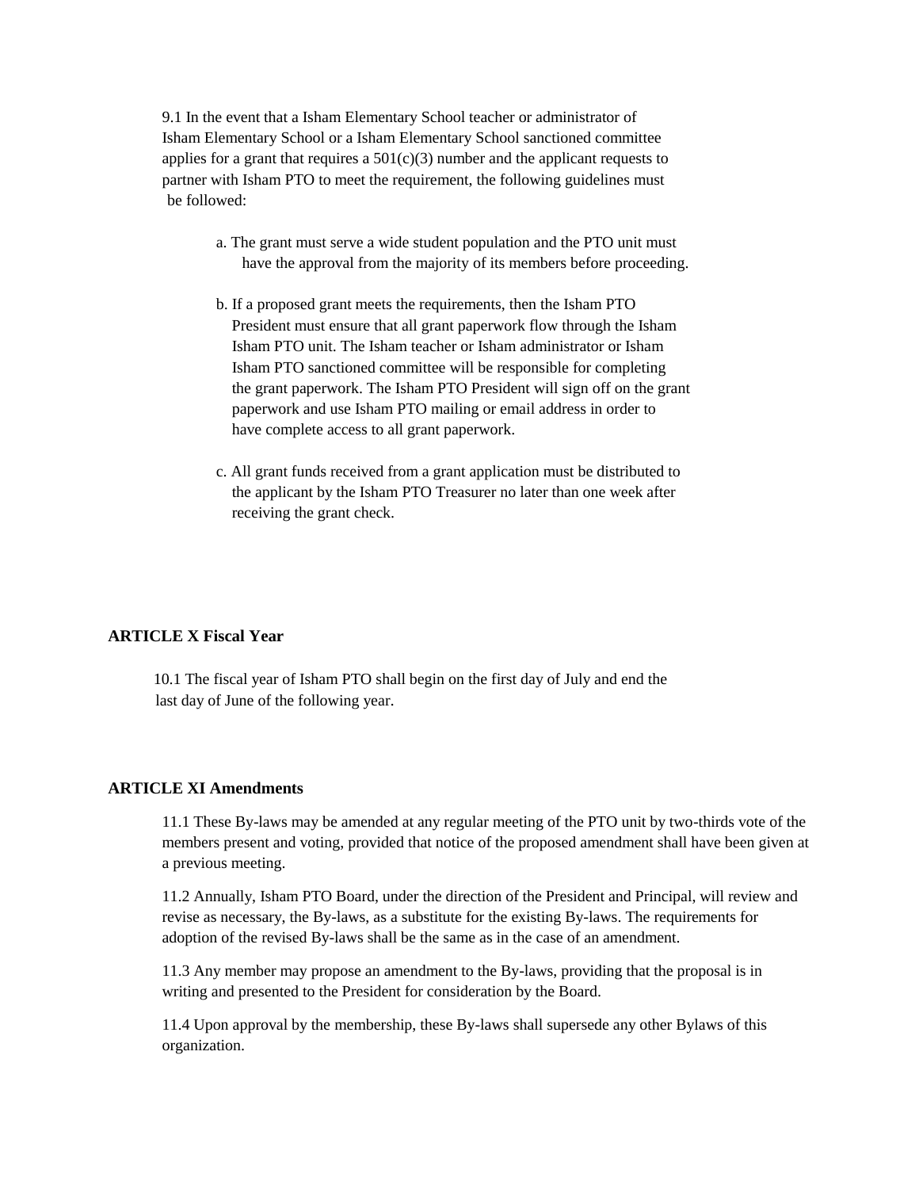9.1 In the event that a Isham Elementary School teacher or administrator of Isham Elementary School or a Isham Elementary School sanctioned committee applies for a grant that requires a 501(c)(3) number and the applicant requests to partner with Isham PTO to meet the requirement, the following guidelines must be followed:

a. The grant must serve a wide student population and the PTO unit must have the approval from the majority of its members before proceeding.

b. If a proposed grant meets the requirements, then the Isham PTO President must ensure that all grant paperwork flow through the Isham Isham PTO unit. The Isham teacher or Isham administrator or Isham Isham PTO sanctioned committee will be responsible for completing the grant paperwork. The Isham PTO President will sign off on the grant paperwork and use Isham PTO mailing or email address in order to have complete access to all grant paperwork.

c. All grant funds received from a grant application must be distributed to the applicant by the Isham PTO Treasurer no later than one week after receiving the grant check.

**ARTICLE X Fiscal Year**

10.1 The fiscal year of Isham PTO shall begin on the first day of July and end the last day of June of the following year.

**ARTICLE XI Amendments**

11.1 These By-laws may be amended at any regular meeting of the PTO unit by two-thirds vote of the members present and voting, provided that notice of the proposed amendment shall have been given at a previous meeting.

11.2 Annually, Isham PTO Board, under the direction of the President and Principal, will review and revise as necessary, the By-laws, as a substitute for the existing By-laws. The requirements for adoption of the revised By-laws shall be the same as in the case of an amendment.

11.3 Any member may propose an amendment to the By-laws, providing that the proposal is in writing and presented to the President for consideration by the Board.

11.4 Upon approval by the membership, these By-laws shall supersede any other Bylaws of this organization.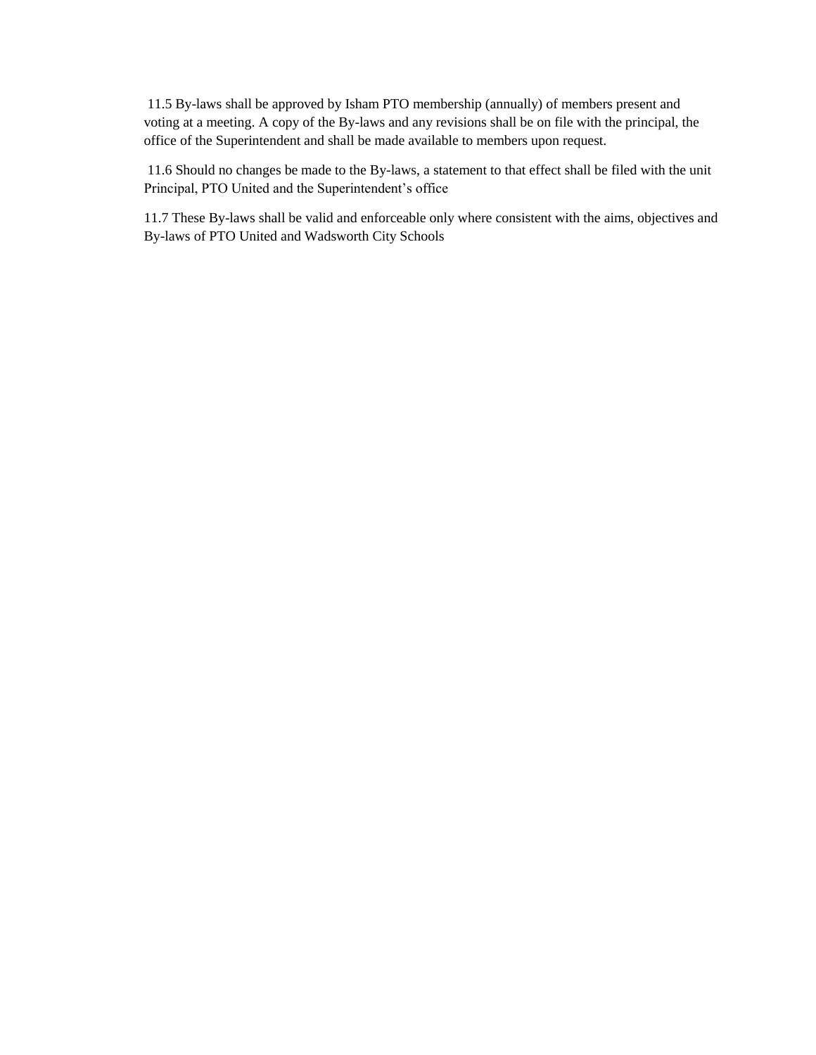11.5 By-laws shall be approved by Isham PTO membership (annually) of members present and voting at a meeting. A copy of the By-laws and any revisions shall be on file with the principal, the office of the Superintendent and shall be made available to members upon request.

11.6 Should no changes be made to the By-laws, a statement to that effect shall be filed with the unit Principal, PTO United and the Superintendent's office

11.7 These By-laws shall be valid and enforceable only where consistent with the aims, objectives and By-laws of PTO United and Wadsworth City Schools